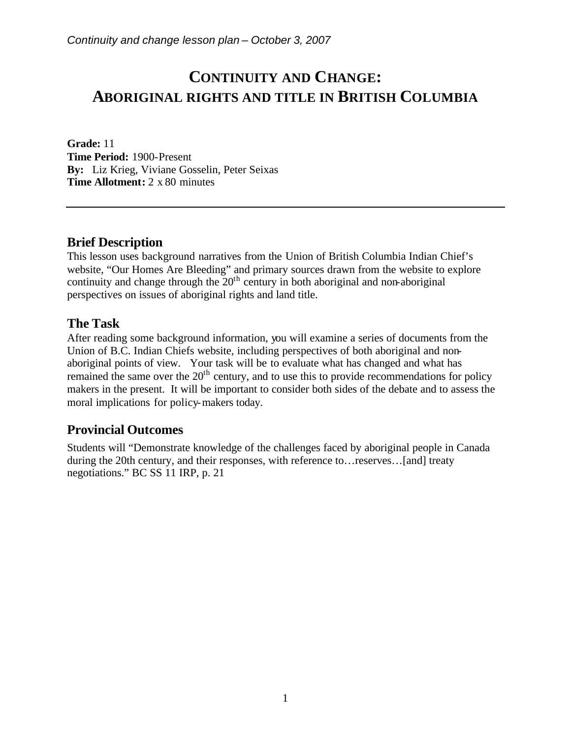# CONTINUITY AND CHANGE: ABORIGINAL RIGHTS AND TITLE IN BRITISH COLUMBIA

**Grade:** 11
**Time Period:** 1900-Present
**By:** Liz Krieg, Viviane Gosselin, Peter Seixas
**Time Allotment:** 2 x 80 minutes

---

## Brief Description

This lesson uses background narratives from the Union of British Columbia Indian Chief's website, "Our Homes Are Bleeding" and primary sources drawn from the website to explore continuity and change through the 20th century in both aboriginal and non-aboriginal perspectives on issues of aboriginal rights and land title.

## The Task

After reading some background information, you will examine a series of documents from the Union of B.C. Indian Chiefs website, including perspectives of both aboriginal and non-aboriginal points of view. Your task will be to evaluate what has changed and what has remained the same over the 20th century, and to use this to provide recommendations for policy makers in the present. It will be important to consider both sides of the debate and to assess the moral implications for policy-makers today.

## Provincial Outcomes

Students will "Demonstrate knowledge of the challenges faced by aboriginal people in Canada during the 20th century, and their responses, with reference to…reserves…[and] treaty negotiations." BC SS 11 IRP, p. 21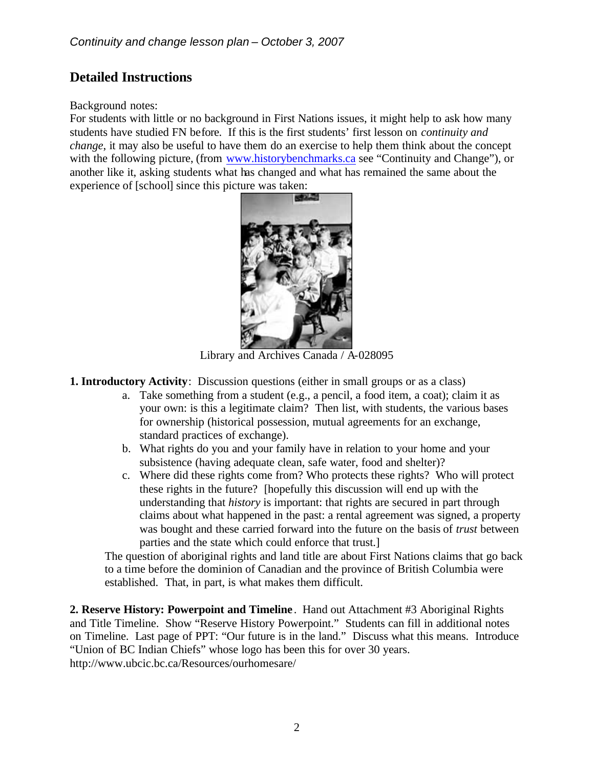## Detailed Instructions

Background notes:

For students with little or no background in First Nations issues, it might help to ask how many students have studied FN before. If this is the first students' first lesson on *continuity and change*, it may also be useful to have them do an exercise to help them think about the concept with the following picture, (from www.historybenchmarks.ca see "Continuity and Change"), or another like it, asking students what has changed and what has remained the same about the experience of [school] since this picture was taken:

Library and Archives Canada / A-028095

**1. Introductory Activity**: Discussion questions (either in small groups or as a class)

a. Take something from a student (e.g., a pencil, a food item, a coat); claim it as your own: is this a legitimate claim? Then list, with students, the various bases for ownership (historical possession, mutual agreements for an exchange, standard practices of exchange).

b. What rights do you and your family have in relation to your home and your subsistence (having adequate clean, safe water, food and shelter)?

c. Where did these rights come from? Who protects these rights? Who will protect these rights in the future? [hopefully this discussion will end up with the understanding that *history* is important: that rights are secured in part through claims about what happened in the past: a rental agreement was signed, a property was bought and these carried forward into the future on the basis of *trust* between parties and the state which could enforce that trust.]

The question of aboriginal rights and land title are about First Nations claims that go back to a time before the dominion of Canadian and the province of British Columbia were established. That, in part, is what makes them difficult.

**2. Reserve History: Powerpoint and Timeline**. Hand out Attachment #3 Aboriginal Rights and Title Timeline. Show "Reserve History Powerpoint." Students can fill in additional notes on Timeline. Last page of PPT: "Our future is in the land." Discuss what this means. Introduce "Union of BC Indian Chiefs" whose logo has been this for over 30 years. http://www.ubcic.bc.ca/Resources/ourhomesare/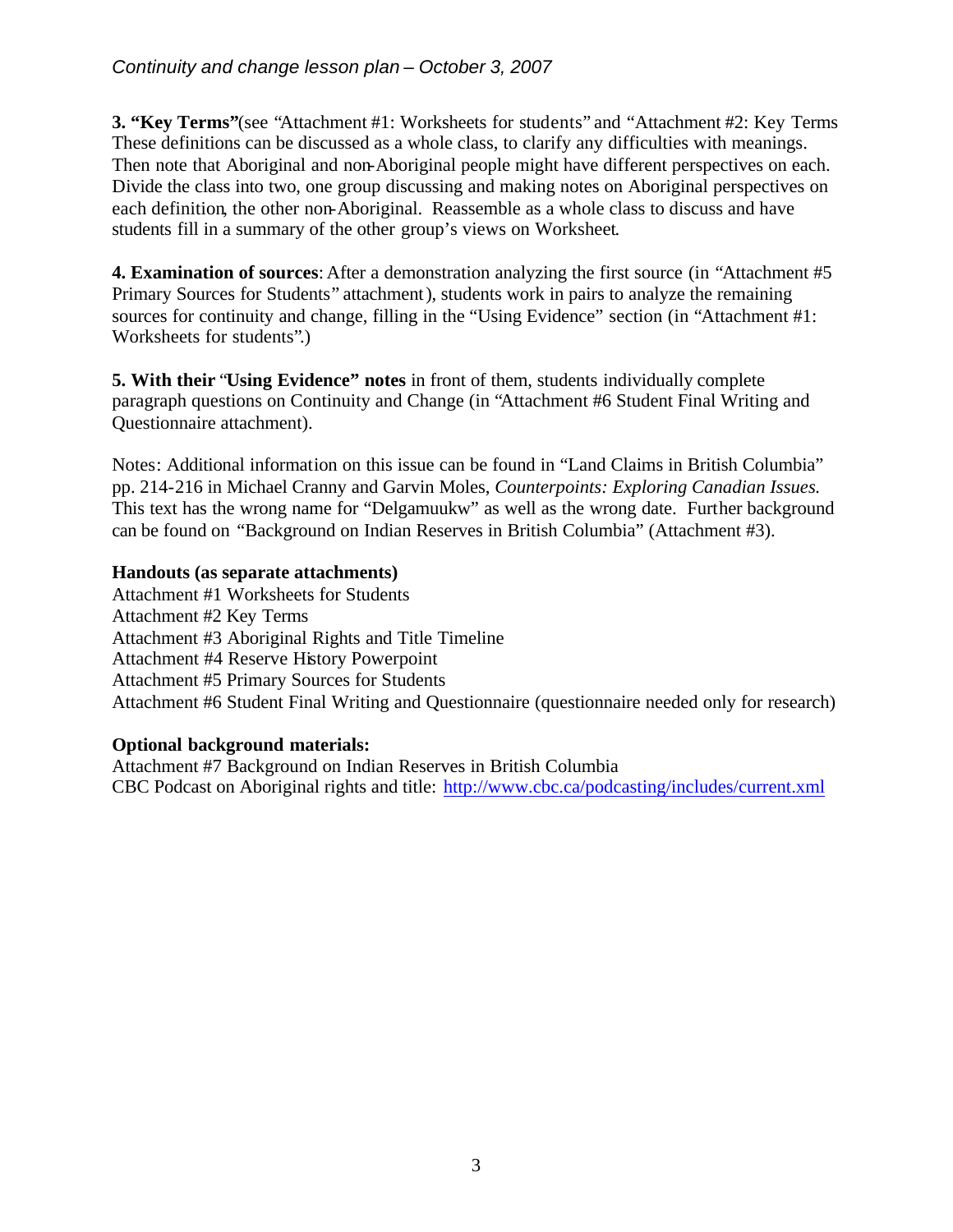**3. "Key Terms"**(see "Attachment #1: Worksheets for students" and "Attachment #2: Key Terms These definitions can be discussed as a whole class, to clarify any difficulties with meanings. Then note that Aboriginal and non-Aboriginal people might have different perspectives on each. Divide the class into two, one group discussing and making notes on Aboriginal perspectives on each definition, the other non-Aboriginal. Reassemble as a whole class to discuss and have students fill in a summary of the other group's views on Worksheet.

**4. Examination of sources**: After a demonstration analyzing the first source (in "Attachment #5 Primary Sources for Students" attachment), students work in pairs to analyze the remaining sources for continuity and change, filling in the "Using Evidence" section (in "Attachment #1: Worksheets for students".)

**5. With their "Using Evidence" notes** in front of them, students individually complete paragraph questions on Continuity and Change (in "Attachment #6 Student Final Writing and Questionnaire attachment).

Notes: Additional information on this issue can be found in "Land Claims in British Columbia" pp. 214-216 in Michael Cranny and Garvin Moles, *Counterpoints: Exploring Canadian Issues.* This text has the wrong name for "Delgamuukw" as well as the wrong date. Further background can be found on "Background on Indian Reserves in British Columbia" (Attachment #3).

**Handouts (as separate attachments)**

Attachment #1 Worksheets for Students
Attachment #2 Key Terms
Attachment #3 Aboriginal Rights and Title Timeline
Attachment #4 Reserve History Powerpoint
Attachment #5 Primary Sources for Students
Attachment #6 Student Final Writing and Questionnaire (questionnaire needed only for research)

**Optional background materials:**

Attachment #7 Background on Indian Reserves in British Columbia
CBC Podcast on Aboriginal rights and title: http://www.cbc.ca/podcasting/includes/current.xml